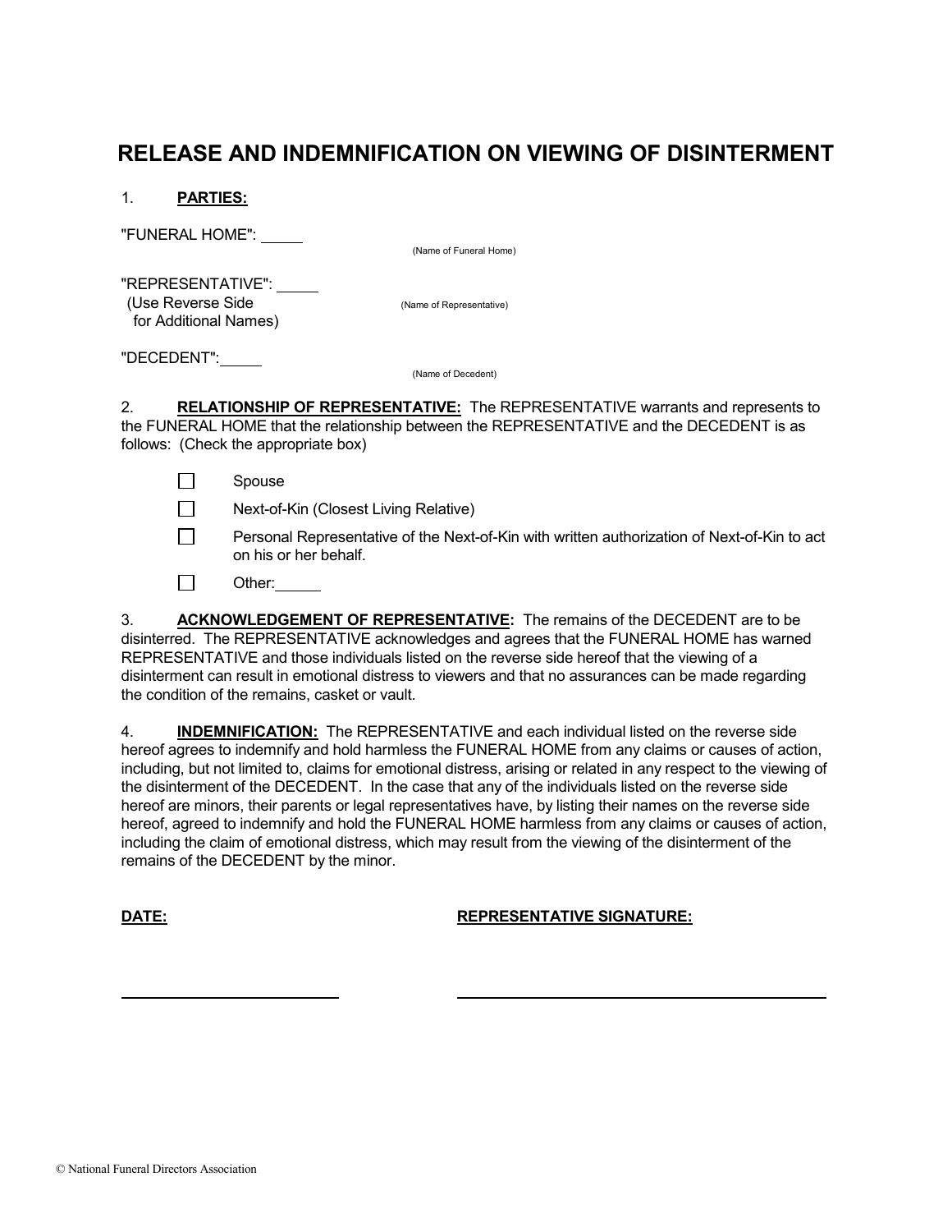# RELEASE AND INDEMNIFICATION ON VIEWING OF DISINTERMENT

1. **PARTIES:**

"FUNERAL HOME": _____
(Name of Funeral Home)

"REPRESENTATIVE": _____
(Use Reverse Side for Additional Names)
(Name of Representative)

"DECEDENT": _____
(Name of Decedent)

2. **RELATIONSHIP OF REPRESENTATIVE:** The REPRESENTATIVE warrants and represents to the FUNERAL HOME that the relationship between the REPRESENTATIVE and the DECEDENT is as follows: (Check the appropriate box)

- ☐ Spouse
- ☐ Next-of-Kin (Closest Living Relative)
- ☐ Personal Representative of the Next-of-Kin with written authorization of Next-of-Kin to act on his or her behalf.
- ☐ Other: _____

3. **ACKNOWLEDGEMENT OF REPRESENTATIVE:** The remains of the DECEDENT are to be disinterred. The REPRESENTATIVE acknowledges and agrees that the FUNERAL HOME has warned REPRESENTATIVE and those individuals listed on the reverse side hereof that the viewing of a disinterment can result in emotional distress to viewers and that no assurances can be made regarding the condition of the remains, casket or vault.

4. **INDEMNIFICATION:** The REPRESENTATIVE and each individual listed on the reverse side hereof agrees to indemnify and hold harmless the FUNERAL HOME from any claims or causes of action, including, but not limited to, claims for emotional distress, arising or related in any respect to the viewing of the disinterment of the DECEDENT. In the case that any of the individuals listed on the reverse side hereof are minors, their parents or legal representatives have, by listing their names on the reverse side hereof, agreed to indemnify and hold the FUNERAL HOME harmless from any claims or causes of action, including the claim of emotional distress, which may result from the viewing of the disinterment of the remains of the DECEDENT by the minor.

**DATE:** _________________________

**REPRESENTATIVE SIGNATURE:** _________________________

© National Funeral Directors Association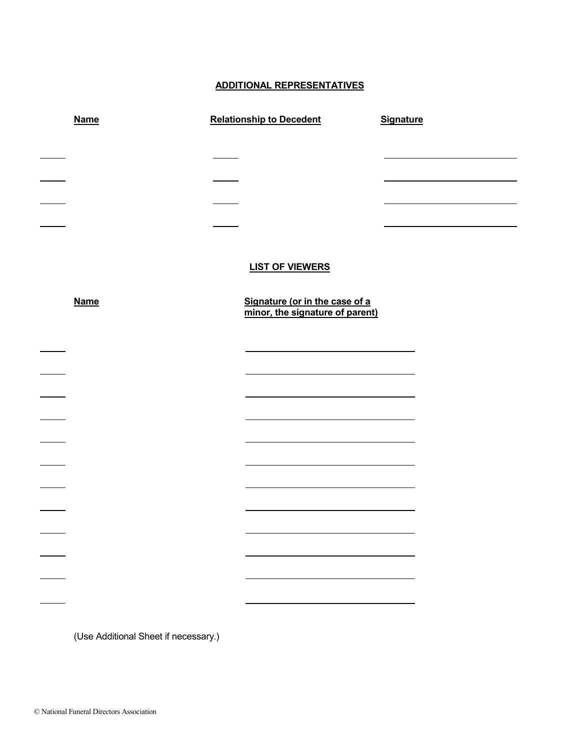## ADDITIONAL REPRESENTATIVES

| Name | Relationship to Decedent | Signature |
| --- | --- | --- |
| | | |
| | | |
| | | |
| | | |

## LIST OF VIEWERS

| Name | Signature (or in the case of a minor, the signature of parent) |
| --- | --- |
| | |
| | |
| | |
| | |
| | |
| | |
| | |
| | |
| | |
| | |
| | |
| | |

(Use Additional Sheet if necessary.)

© National Funeral Directors Association